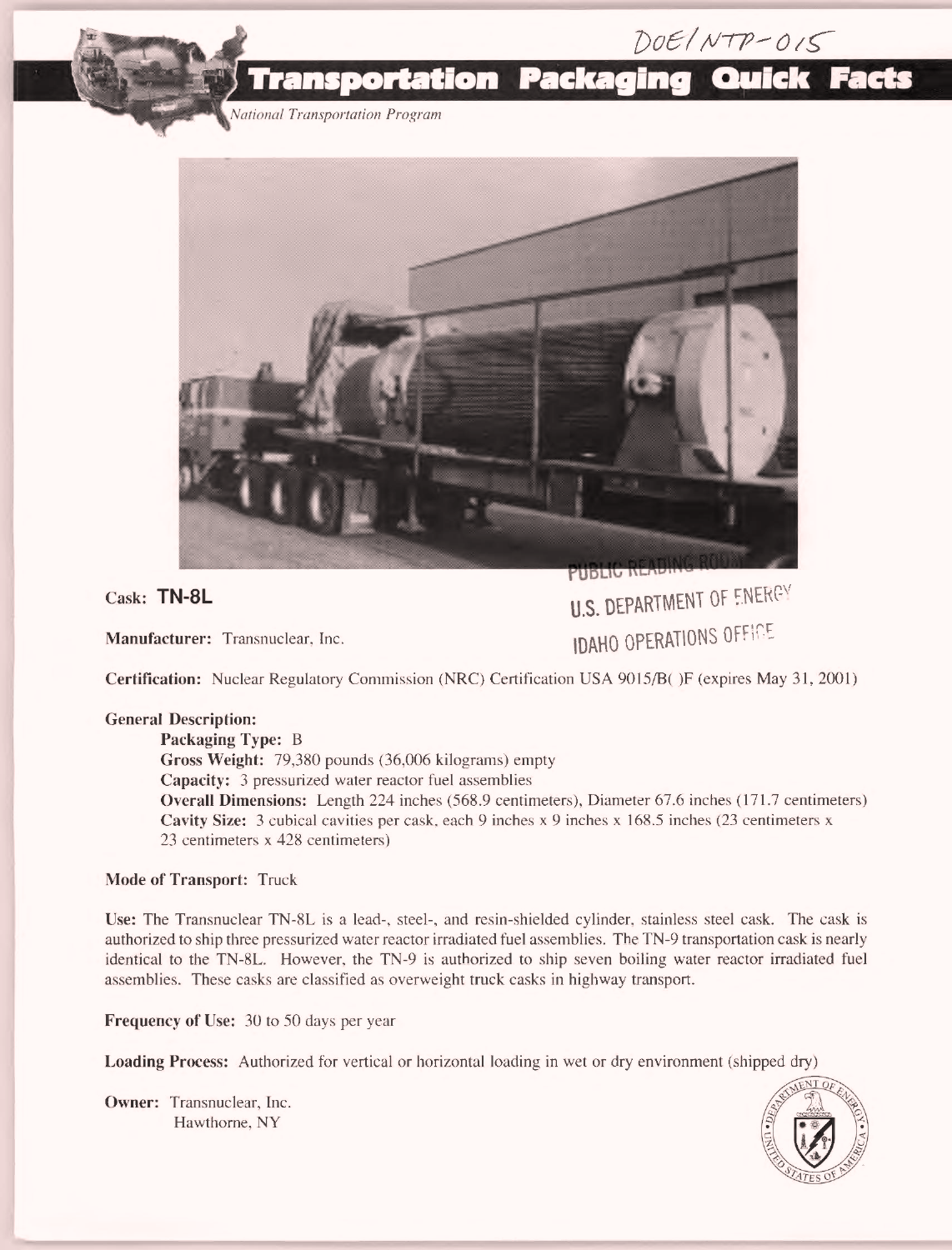DOE/NTP-015

# Transportation Packaging Quick Facts

*National Transportation Program*

PUBLIC READING ROOM
U.S. DEPARTMENT OF ENERGY
IDAHO OPERATIONS OFFICE

**Cask: TN-8L**

**Manufacturer:** Transnuclear, Inc.

**Certification:** Nuclear Regulatory Commission (NRC) Certification USA 9015/B( )F (expires May 31, 2001)

**General Description:**

**Packaging Type:** B
**Gross Weight:** 79,380 pounds (36,006 kilograms) empty
**Capacity:** 3 pressurized water reactor fuel assemblies
**Overall Dimensions:** Length 224 inches (568.9 centimeters), Diameter 67.6 inches (171.7 centimeters)
**Cavity Size:** 3 cubical cavities per cask, each 9 inches x 9 inches x 168.5 inches (23 centimeters x 23 centimeters x 428 centimeters)

**Mode of Transport:** Truck

**Use:** The Transnuclear TN-8L is a lead-, steel-, and resin-shielded cylinder, stainless steel cask. The cask is authorized to ship three pressurized water reactor irradiated fuel assemblies. The TN-9 transportation cask is nearly identical to the TN-8L. However, the TN-9 is authorized to ship seven boiling water reactor irradiated fuel assemblies. These casks are classified as overweight truck casks in highway transport.

**Frequency of Use:** 30 to 50 days per year

**Loading Process:** Authorized for vertical or horizontal loading in wet or dry environment (shipped dry)

**Owner:** Transnuclear, Inc.
Hawthorne, NY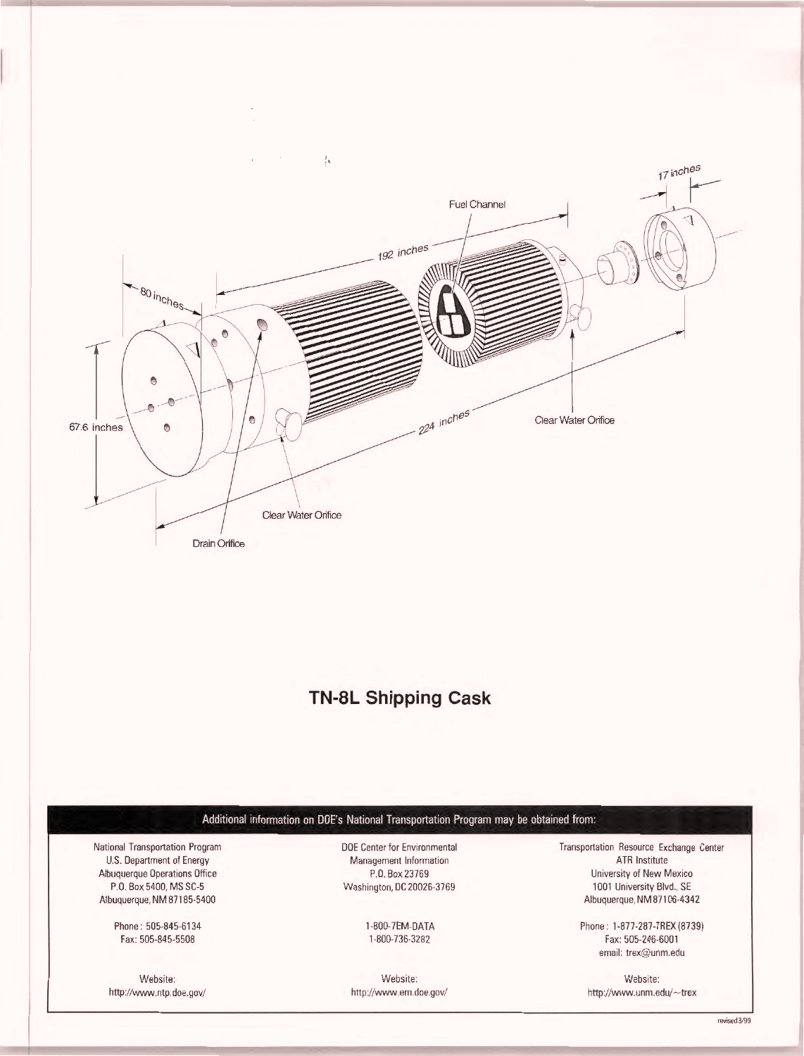17 inches

Fuel Channel

192 inches

80 inches

67.6 inches

224 inches

Clear Water Orifice

Clear Water Orifice

Drain Orifice

## TN-8L Shipping Cask

**Additional information on DOE's National Transportation Program may be obtained from:**

National Transportation Program
U.S. Department of Energy
Albuquerque Operations Office
P.O. Box 5400, MS SC-5
Albuquerque, NM 87185-5400

Phone: 505-845-6134
Fax: 505-845-5508

Website:
http://www.ntp.doe.gov/

DOE Center for Environmental
Management Information
P.O. Box 23769
Washington, DC 20026-3769

1-800-7EM-DATA
1-800-736-3282

Website:
http://www.em.doe.gov/

Transportation Resource Exchange Center
ATR Institute
University of New Mexico
1001 University Blvd., SE
Albuquerque, NM 87106-4342

Phone: 1-877-287-TREX (8739)
Fax: 505-246-6001
email: trex@unm.edu

Website:
http://www.unm.edu/~trex

revised 3/99